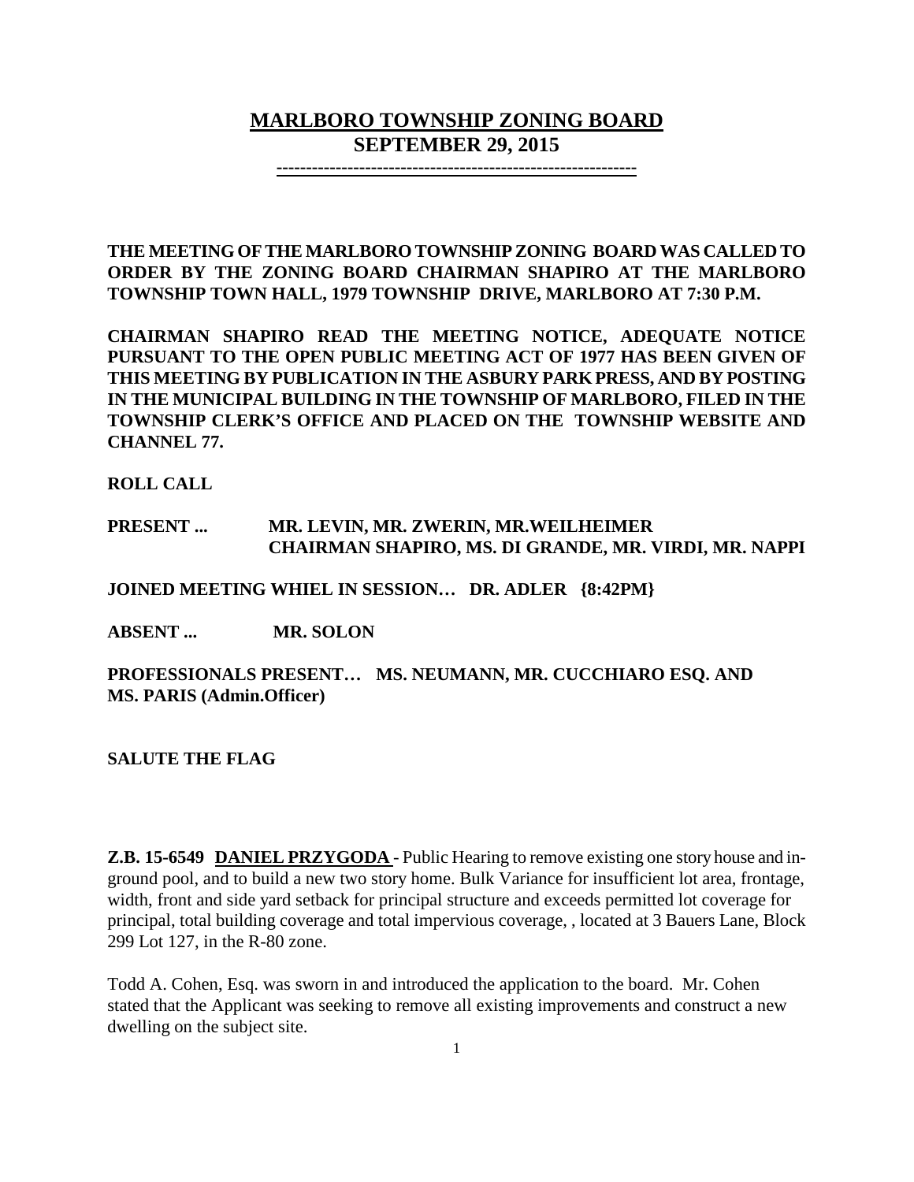# MARLBORO TOWNSHIP ZONING BOARD
## SEPTEMBER 29, 2015

**THE MEETING OF THE MARLBORO TOWNSHIP ZONING BOARD WAS CALLED TO ORDER BY THE ZONING BOARD CHAIRMAN SHAPIRO AT THE MARLBORO TOWNSHIP TOWN HALL, 1979 TOWNSHIP DRIVE, MARLBORO AT 7:30 P.M.**

**CHAIRMAN SHAPIRO READ THE MEETING NOTICE, ADEQUATE NOTICE PURSUANT TO THE OPEN PUBLIC MEETING ACT OF 1977 HAS BEEN GIVEN OF THIS MEETING BY PUBLICATION IN THE ASBURY PARK PRESS, AND BY POSTING IN THE MUNICIPAL BUILDING IN THE TOWNSHIP OF MARLBORO, FILED IN THE TOWNSHIP CLERK'S OFFICE AND PLACED ON THE TOWNSHIP WEBSITE AND CHANNEL 77.**

**ROLL CALL**

**PRESENT ... MR. LEVIN, MR. ZWERIN, MR.WEILHEIMER CHAIRMAN SHAPIRO, MS. DI GRANDE, MR. VIRDI, MR. NAPPI**

**JOINED MEETING WHIEL IN SESSION… DR. ADLER {8:42PM}**

**ABSENT ... MR. SOLON**

**PROFESSIONALS PRESENT… MS. NEUMANN, MR. CUCCHIARO ESQ. AND MS. PARIS (Admin.Officer)**

**SALUTE THE FLAG**

**Z.B. 15-6549** **DANIEL PRZYGODA** - Public Hearing to remove existing one story house and in-ground pool, and to build a new two story home. Bulk Variance for insufficient lot area, frontage, width, front and side yard setback for principal structure and exceeds permitted lot coverage for principal, total building coverage and total impervious coverage, , located at 3 Bauers Lane, Block 299 Lot 127, in the R-80 zone.

Todd A. Cohen, Esq. was sworn in and introduced the application to the board. Mr. Cohen stated that the Applicant was seeking to remove all existing improvements and construct a new dwelling on the subject site.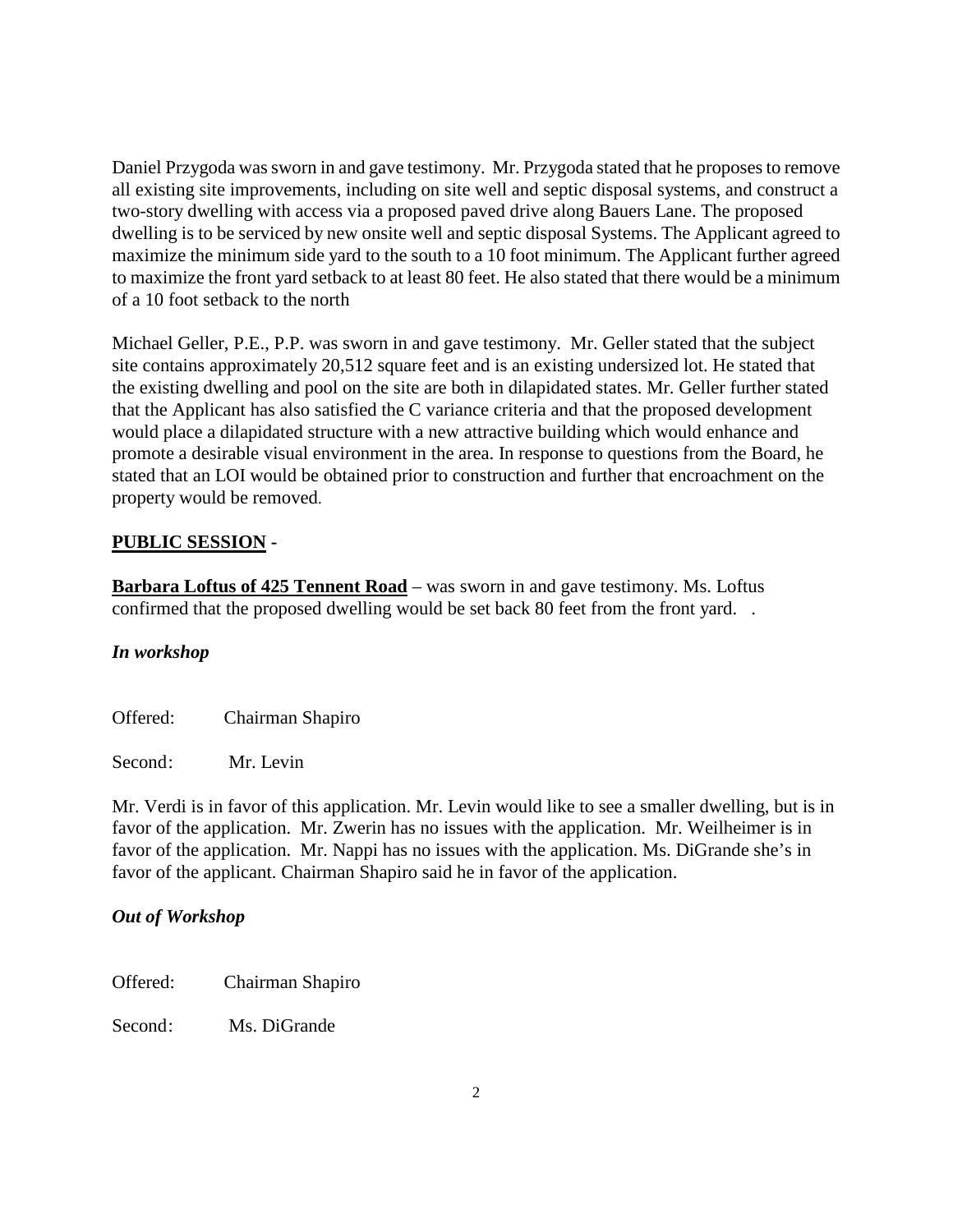Daniel Przygoda was sworn in and gave testimony. Mr. Przygoda stated that he proposes to remove all existing site improvements, including on site well and septic disposal systems, and construct a two-story dwelling with access via a proposed paved drive along Bauers Lane. The proposed dwelling is to be serviced by new onsite well and septic disposal Systems. The Applicant agreed to maximize the minimum side yard to the south to a 10 foot minimum. The Applicant further agreed to maximize the front yard setback to at least 80 feet. He also stated that there would be a minimum of a 10 foot setback to the north

Michael Geller, P.E., P.P. was sworn in and gave testimony. Mr. Geller stated that the subject site contains approximately 20,512 square feet and is an existing undersized lot. He stated that the existing dwelling and pool on the site are both in dilapidated states. Mr. Geller further stated that the Applicant has also satisfied the C variance criteria and that the proposed development would place a dilapidated structure with a new attractive building which would enhance and promote a desirable visual environment in the area. In response to questions from the Board, he stated that an LOI would be obtained prior to construction and further that encroachment on the property would be removed.

**PUBLIC SESSION -**

**Barbara Loftus of 425 Tennent Road** – was sworn in and gave testimony. Ms. Loftus confirmed that the proposed dwelling would be set back 80 feet from the front yard. .

***In workshop***

Offered: Chairman Shapiro

Second: Mr. Levin

Mr. Verdi is in favor of this application. Mr. Levin would like to see a smaller dwelling, but is in favor of the application. Mr. Zwerin has no issues with the application. Mr. Weilheimer is in favor of the application. Mr. Nappi has no issues with the application. Ms. DiGrande she's in favor of the applicant. Chairman Shapiro said he in favor of the application.

***Out of Workshop***

Offered: Chairman Shapiro

Second: Ms. DiGrande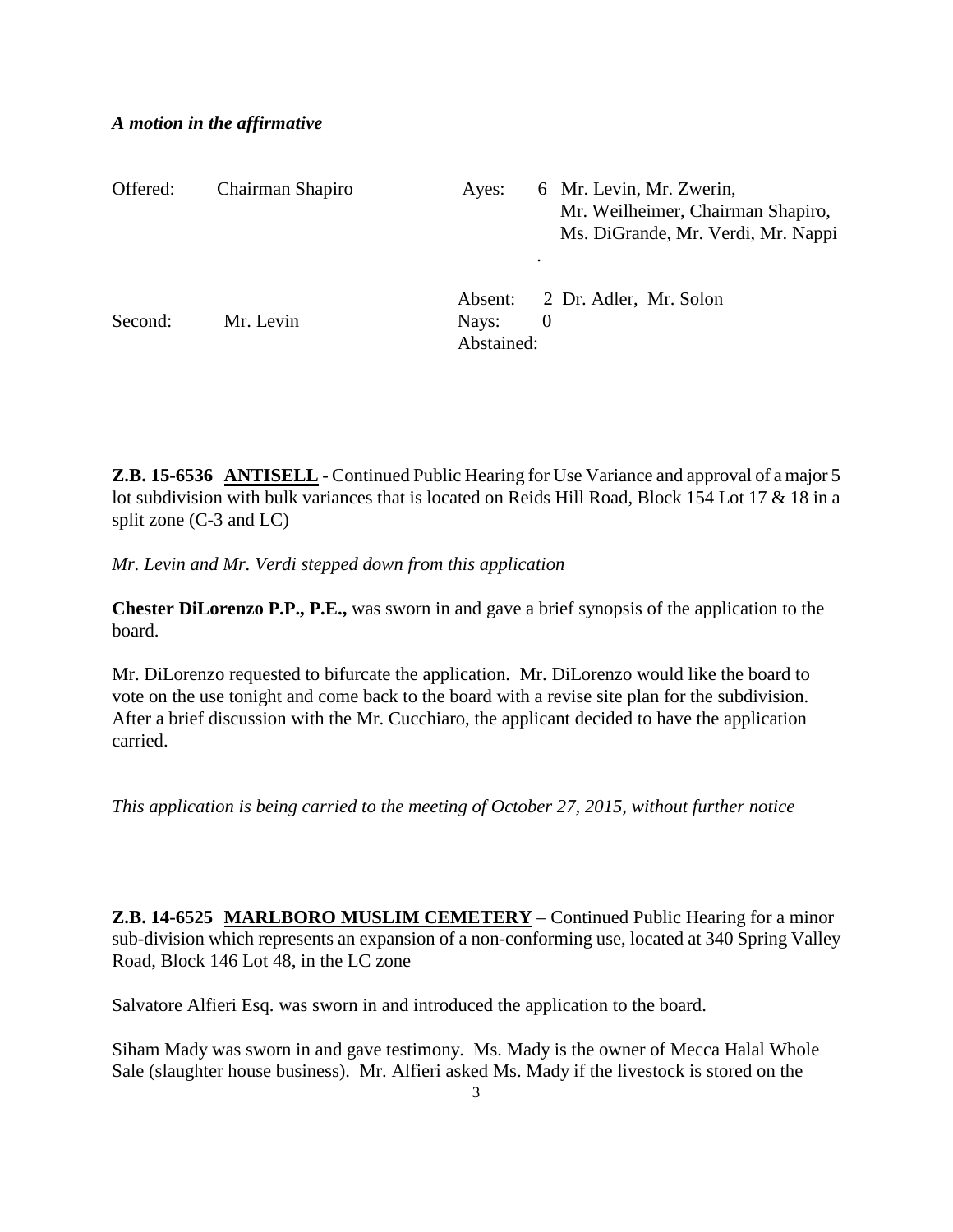***A motion in the affirmative***

| | | | |
|---|---|---|---|
| Offered: | Chairman Shapiro | Ayes: | 6 Mr. Levin, Mr. Zwerin, Mr. Weilheimer, Chairman Shapiro, Ms. DiGrande, Mr. Verdi, Mr. Nappi |
| | | Absent: | 2 Dr. Adler, Mr. Solon |
| Second: | Mr. Levin | Nays: | 0 |
| | | Abstained: | |

**Z.B. 15-6536 <u>ANTISELL</u>** - Continued Public Hearing for Use Variance and approval of a major 5 lot subdivision with bulk variances that is located on Reids Hill Road, Block 154 Lot 17 & 18 in a split zone (C-3 and LC)

*Mr. Levin and Mr. Verdi stepped down from this application*

**Chester DiLorenzo P.P., P.E.,** was sworn in and gave a brief synopsis of the application to the board.

Mr. DiLorenzo requested to bifurcate the application. Mr. DiLorenzo would like the board to vote on the use tonight and come back to the board with a revise site plan for the subdivision. After a brief discussion with the Mr. Cucchiaro, the applicant decided to have the application carried.

*This application is being carried to the meeting of October 27, 2015, without further notice*

**Z.B. 14-6525 <u>MARLBORO MUSLIM CEMETERY</u>** – Continued Public Hearing for a minor sub-division which represents an expansion of a non-conforming use, located at 340 Spring Valley Road, Block 146 Lot 48, in the LC zone

Salvatore Alfieri Esq. was sworn in and introduced the application to the board.

Siham Mady was sworn in and gave testimony. Ms. Mady is the owner of Mecca Halal Whole Sale (slaughter house business). Mr. Alfieri asked Ms. Mady if the livestock is stored on the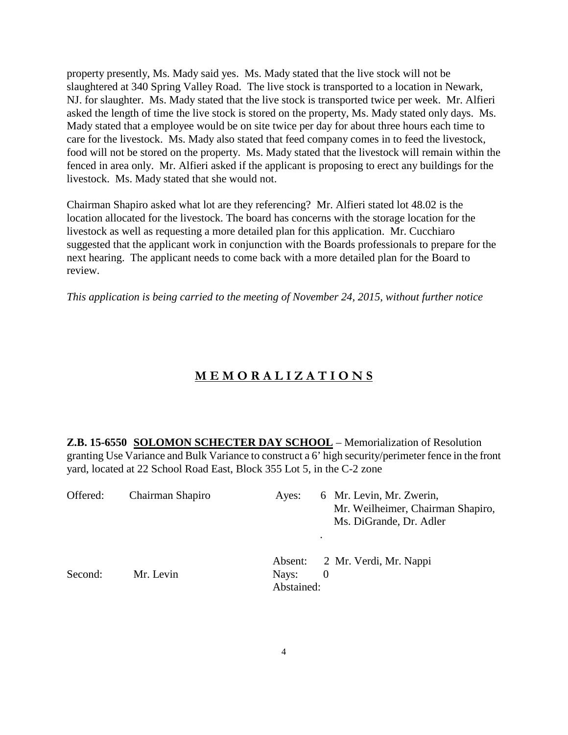property presently, Ms. Mady said yes. Ms. Mady stated that the live stock will not be slaughtered at 340 Spring Valley Road. The live stock is transported to a location in Newark, NJ. for slaughter. Ms. Mady stated that the live stock is transported twice per week. Mr. Alfieri asked the length of time the live stock is stored on the property, Ms. Mady stated only days. Ms. Mady stated that a employee would be on site twice per day for about three hours each time to care for the livestock. Ms. Mady also stated that feed company comes in to feed the livestock, food will not be stored on the property. Ms. Mady stated that the livestock will remain within the fenced in area only. Mr. Alfieri asked if the applicant is proposing to erect any buildings for the livestock. Ms. Mady stated that she would not.

Chairman Shapiro asked what lot are they referencing? Mr. Alfieri stated lot 48.02 is the location allocated for the livestock. The board has concerns with the storage location for the livestock as well as requesting a more detailed plan for this application. Mr. Cucchiaro suggested that the applicant work in conjunction with the Boards professionals to prepare for the next hearing. The applicant needs to come back with a more detailed plan for the Board to review.

*This application is being carried to the meeting of November 24, 2015, without further notice*

## <u>M E M O R A L I Z A T I O N S</u>

**Z.B. 15-6550 <u>SOLOMON SCHECTER DAY SCHOOL</u>** – Memorialization of Resolution granting Use Variance and Bulk Variance to construct a 6' high security/perimeter fence in the front yard, located at 22 School Road East, Block 355 Lot 5, in the C-2 zone

| | | | |
|---|---|---|---|
| Offered: | Chairman Shapiro | Ayes: | 6 Mr. Levin, Mr. Zwerin, Mr. Weilheimer, Chairman Shapiro, Ms. DiGrande, Dr. Adler |
| | | Absent: | 2 Mr. Verdi, Mr. Nappi |
| Second: | Mr. Levin | Nays: | 0 |
| | | Abstained: | |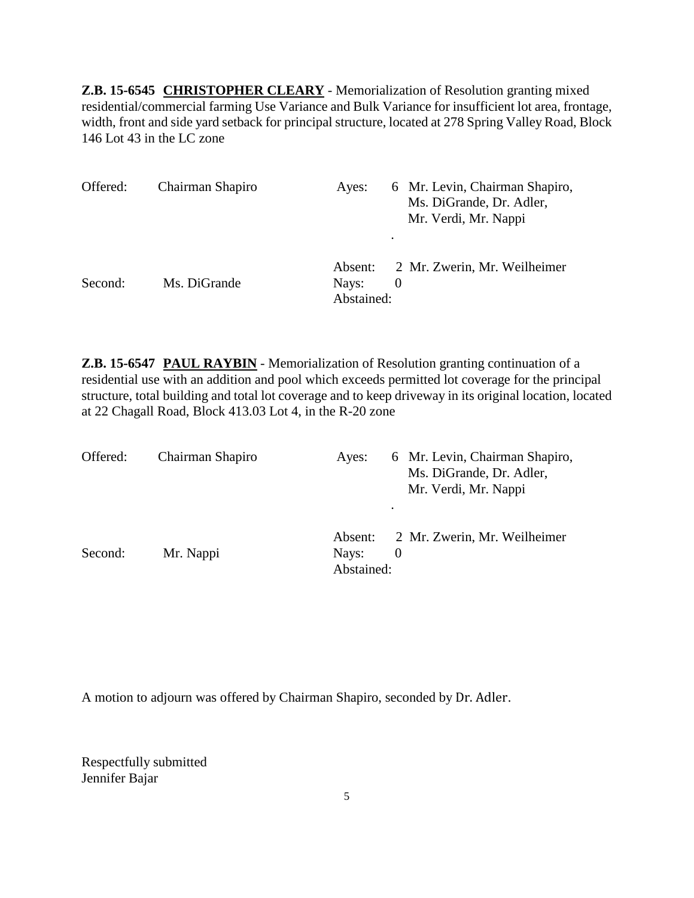**Z.B. 15-6545 CHRISTOPHER CLEARY** - Memorialization of Resolution granting mixed residential/commercial farming Use Variance and Bulk Variance for insufficient lot area, frontage, width, front and side yard setback for principal structure, located at 278 Spring Valley Road, Block 146 Lot 43 in the LC zone

| | | | | |
|---|---|---|---|---|
| Offered: | Chairman Shapiro | Ayes: | 6 | Mr. Levin, Chairman Shapiro, Ms. DiGrande, Dr. Adler, Mr. Verdi, Mr. Nappi |
| | | Absent: | 2 | Mr. Zwerin, Mr. Weilheimer |
| Second: | Ms. DiGrande | Nays: | 0 | |
| | | Abstained: | | |

**Z.B. 15-6547 PAUL RAYBIN** - Memorialization of Resolution granting continuation of a residential use with an addition and pool which exceeds permitted lot coverage for the principal structure, total building and total lot coverage and to keep driveway in its original location, located at 22 Chagall Road, Block 413.03 Lot 4, in the R-20 zone

| | | | | |
|---|---|---|---|---|
| Offered: | Chairman Shapiro | Ayes: | 6 | Mr. Levin, Chairman Shapiro, Ms. DiGrande, Dr. Adler, Mr. Verdi, Mr. Nappi |
| | | Absent: | 2 | Mr. Zwerin, Mr. Weilheimer |
| Second: | Mr. Nappi | Nays: | 0 | |
| | | Abstained: | | |

A motion to adjourn was offered by Chairman Shapiro, seconded by Dr. Adler.

Respectfully submitted
Jennifer Bajar